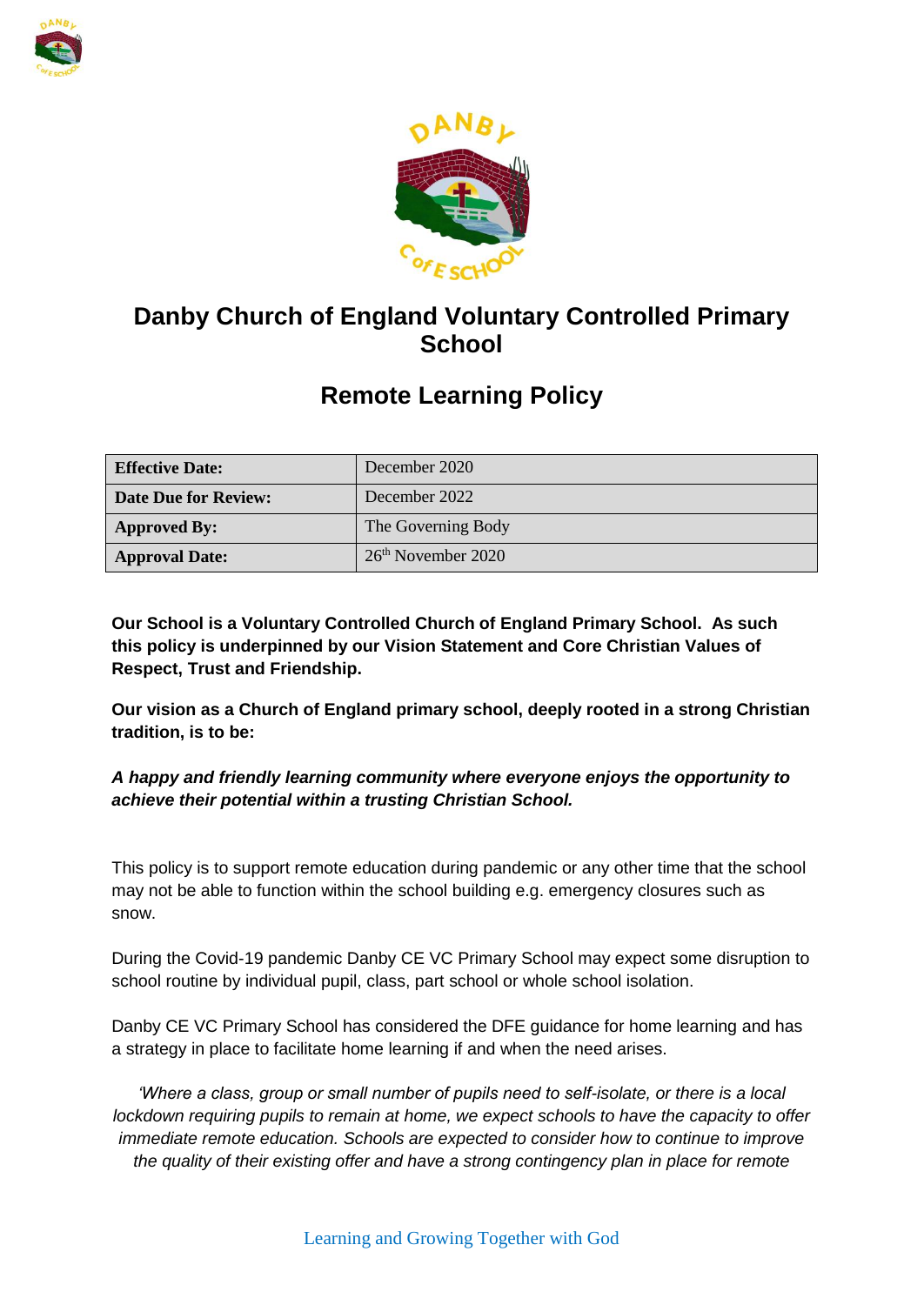# Danby Church of England Voluntary Controlled Primary School

## Remote Learning Policy

| Effective Date: | December 2020 |
|---|---|
| Date Due for Review: | December 2022 |
| Approved By: | The Governing Body |
| Approval Date: | 26th November 2020 |

**Our School is a Voluntary Controlled Church of England Primary School. As such this policy is underpinned by our Vision Statement and Core Christian Values of Respect, Trust and Friendship.**

**Our vision as a Church of England primary school, deeply rooted in a strong Christian tradition, is to be:**

***A happy and friendly learning community where everyone enjoys the opportunity to achieve their potential within a trusting Christian School.***

This policy is to support remote education during pandemic or any other time that the school may not be able to function within the school building e.g. emergency closures such as snow.

During the Covid-19 pandemic Danby CE VC Primary School may expect some disruption to school routine by individual pupil, class, part school or whole school isolation.

Danby CE VC Primary School has considered the DFE guidance for home learning and has a strategy in place to facilitate home learning if and when the need arises.

*'Where a class, group or small number of pupils need to self-isolate, or there is a local lockdown requiring pupils to remain at home, we expect schools to have the capacity to offer immediate remote education. Schools are expected to consider how to continue to improve the quality of their existing offer and have a strong contingency plan in place for remote*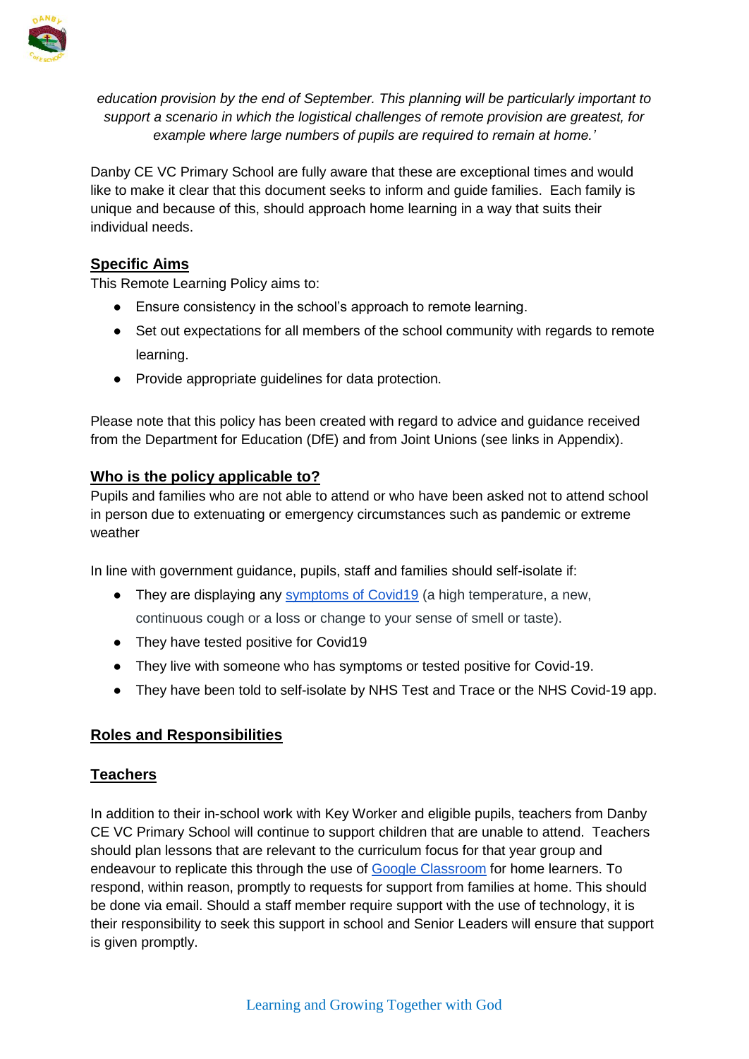*education provision by the end of September. This planning will be particularly important to support a scenario in which the logistical challenges of remote provision are greatest, for example where large numbers of pupils are required to remain at home.'*

Danby CE VC Primary School are fully aware that these are exceptional times and would like to make it clear that this document seeks to inform and guide families. Each family is unique and because of this, should approach home learning in a way that suits their individual needs.

## Specific Aims

This Remote Learning Policy aims to:

- Ensure consistency in the school's approach to remote learning.
- Set out expectations for all members of the school community with regards to remote learning.
- Provide appropriate guidelines for data protection.

Please note that this policy has been created with regard to advice and guidance received from the Department for Education (DfE) and from Joint Unions (see links in Appendix).

## Who is the policy applicable to?

Pupils and families who are not able to attend or who have been asked not to attend school in person due to extenuating or emergency circumstances such as pandemic or extreme weather

In line with government guidance, pupils, staff and families should self-isolate if:

- They are displaying any symptoms of Covid19 (a high temperature, a new, continuous cough or a loss or change to your sense of smell or taste).
- They have tested positive for Covid19
- They live with someone who has symptoms or tested positive for Covid-19.
- They have been told to self-isolate by NHS Test and Trace or the NHS Covid-19 app.

## Roles and Responsibilities

## Teachers

In addition to their in-school work with Key Worker and eligible pupils, teachers from Danby CE VC Primary School will continue to support children that are unable to attend. Teachers should plan lessons that are relevant to the curriculum focus for that year group and endeavour to replicate this through the use of Google Classroom for home learners. To respond, within reason, promptly to requests for support from families at home. This should be done via email. Should a staff member require support with the use of technology, it is their responsibility to seek this support in school and Senior Leaders will ensure that support is given promptly.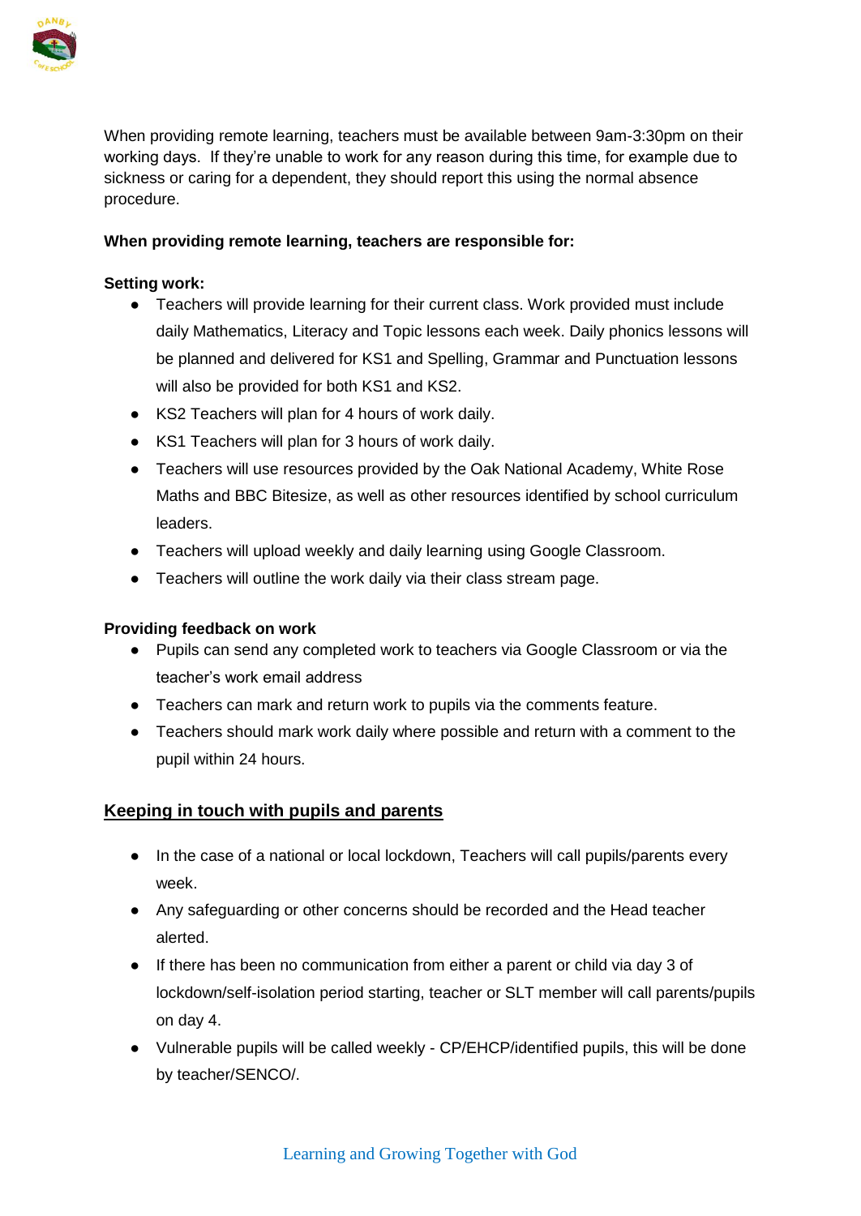When providing remote learning, teachers must be available between 9am-3:30pm on their working days. If they're unable to work for any reason during this time, for example due to sickness or caring for a dependent, they should report this using the normal absence procedure.

**When providing remote learning, teachers are responsible for:**

**Setting work:**

- Teachers will provide learning for their current class. Work provided must include daily Mathematics, Literacy and Topic lessons each week. Daily phonics lessons will be planned and delivered for KS1 and Spelling, Grammar and Punctuation lessons will also be provided for both KS1 and KS2.
- KS2 Teachers will plan for 4 hours of work daily.
- KS1 Teachers will plan for 3 hours of work daily.
- Teachers will use resources provided by the Oak National Academy, White Rose Maths and BBC Bitesize, as well as other resources identified by school curriculum leaders.
- Teachers will upload weekly and daily learning using Google Classroom.
- Teachers will outline the work daily via their class stream page.

**Providing feedback on work**

- Pupils can send any completed work to teachers via Google Classroom or via the teacher's work email address
- Teachers can mark and return work to pupils via the comments feature.
- Teachers should mark work daily where possible and return with a comment to the pupil within 24 hours.

## Keeping in touch with pupils and parents

- In the case of a national or local lockdown, Teachers will call pupils/parents every week.
- Any safeguarding or other concerns should be recorded and the Head teacher alerted.
- If there has been no communication from either a parent or child via day 3 of lockdown/self-isolation period starting, teacher or SLT member will call parents/pupils on day 4.
- Vulnerable pupils will be called weekly - CP/EHCP/identified pupils, this will be done by teacher/SENCO/.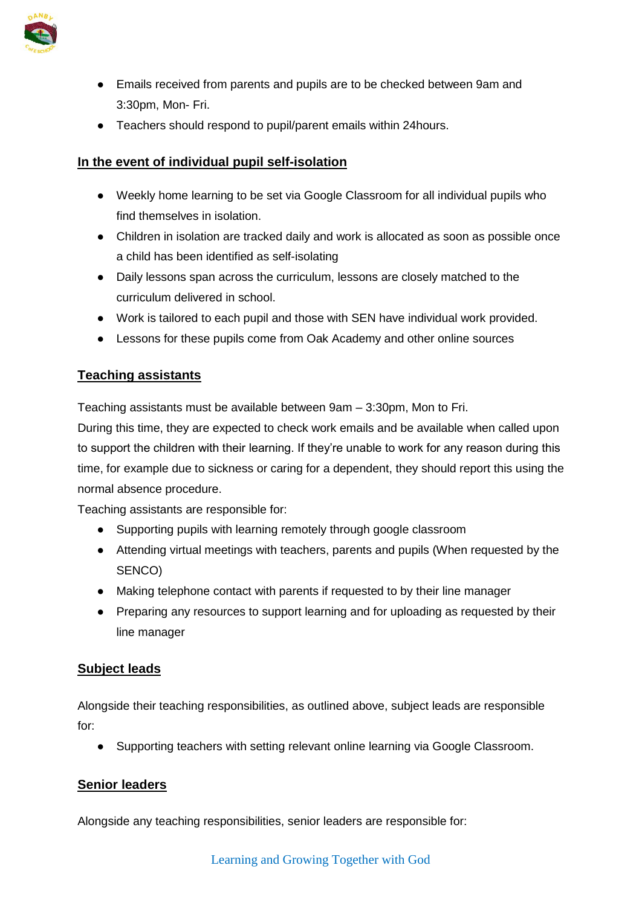- Emails received from parents and pupils are to be checked between 9am and 3:30pm, Mon- Fri.
- Teachers should respond to pupil/parent emails within 24hours.

## In the event of individual pupil self-isolation

- Weekly home learning to be set via Google Classroom for all individual pupils who find themselves in isolation.
- Children in isolation are tracked daily and work is allocated as soon as possible once a child has been identified as self-isolating
- Daily lessons span across the curriculum, lessons are closely matched to the curriculum delivered in school.
- Work is tailored to each pupil and those with SEN have individual work provided.
- Lessons for these pupils come from Oak Academy and other online sources

## Teaching assistants

Teaching assistants must be available between 9am – 3:30pm, Mon to Fri.
During this time, they are expected to check work emails and be available when called upon to support the children with their learning. If they're unable to work for any reason during this time, for example due to sickness or caring for a dependent, they should report this using the normal absence procedure.
Teaching assistants are responsible for:

- Supporting pupils with learning remotely through google classroom
- Attending virtual meetings with teachers, parents and pupils (When requested by the SENCO)
- Making telephone contact with parents if requested to by their line manager
- Preparing any resources to support learning and for uploading as requested by their line manager

## Subject leads

Alongside their teaching responsibilities, as outlined above, subject leads are responsible for:

- Supporting teachers with setting relevant online learning via Google Classroom.

## Senior leaders

Alongside any teaching responsibilities, senior leaders are responsible for: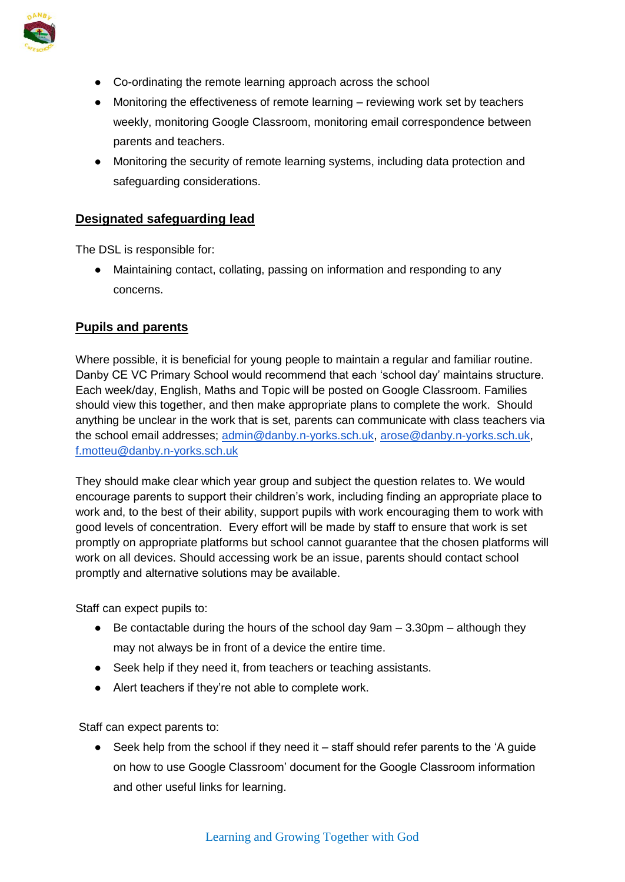- Co-ordinating the remote learning approach across the school
- Monitoring the effectiveness of remote learning – reviewing work set by teachers weekly, monitoring Google Classroom, monitoring email correspondence between parents and teachers.
- Monitoring the security of remote learning systems, including data protection and safeguarding considerations.

## Designated safeguarding lead

The DSL is responsible for:

- Maintaining contact, collating, passing on information and responding to any concerns.

## Pupils and parents

Where possible, it is beneficial for young people to maintain a regular and familiar routine. Danby CE VC Primary School would recommend that each 'school day' maintains structure. Each week/day, English, Maths and Topic will be posted on Google Classroom. Families should view this together, and then make appropriate plans to complete the work. Should anything be unclear in the work that is set, parents can communicate with class teachers via the school email addresses; admin@danby.n-yorks.sch.uk, arose@danby.n-yorks.sch.uk, f.motteu@danby.n-yorks.sch.uk

They should make clear which year group and subject the question relates to. We would encourage parents to support their children's work, including finding an appropriate place to work and, to the best of their ability, support pupils with work encouraging them to work with good levels of concentration. Every effort will be made by staff to ensure that work is set promptly on appropriate platforms but school cannot guarantee that the chosen platforms will work on all devices. Should accessing work be an issue, parents should contact school promptly and alternative solutions may be available.

Staff can expect pupils to:

- Be contactable during the hours of the school day 9am – 3.30pm – although they may not always be in front of a device the entire time.
- Seek help if they need it, from teachers or teaching assistants.
- Alert teachers if they're not able to complete work.

Staff can expect parents to:

- Seek help from the school if they need it – staff should refer parents to the 'A guide on how to use Google Classroom' document for the Google Classroom information and other useful links for learning.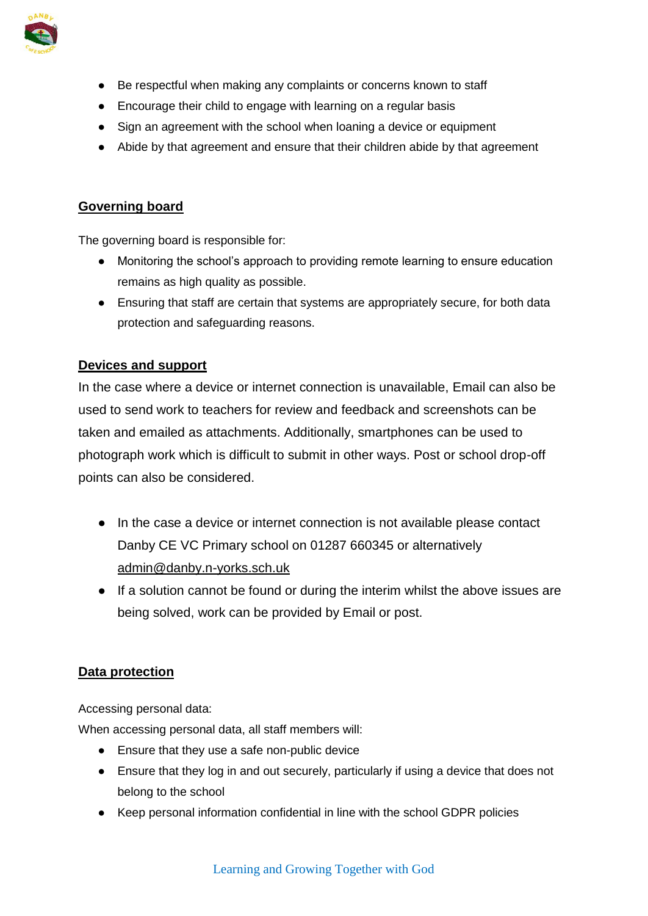- Be respectful when making any complaints or concerns known to staff
- Encourage their child to engage with learning on a regular basis
- Sign an agreement with the school when loaning a device or equipment
- Abide by that agreement and ensure that their children abide by that agreement

## Governing board

The governing board is responsible for:

- Monitoring the school's approach to providing remote learning to ensure education remains as high quality as possible.
- Ensuring that staff are certain that systems are appropriately secure, for both data protection and safeguarding reasons.

## Devices and support

In the case where a device or internet connection is unavailable, Email can also be used to send work to teachers for review and feedback and screenshots can be taken and emailed as attachments. Additionally, smartphones can be used to photograph work which is difficult to submit in other ways. Post or school drop-off points can also be considered.

- In the case a device or internet connection is not available please contact Danby CE VC Primary school on 01287 660345 or alternatively admin@danby.n-yorks.sch.uk
- If a solution cannot be found or during the interim whilst the above issues are being solved, work can be provided by Email or post.

## Data protection

Accessing personal data:

When accessing personal data, all staff members will:

- Ensure that they use a safe non-public device
- Ensure that they log in and out securely, particularly if using a device that does not belong to the school
- Keep personal information confidential in line with the school GDPR policies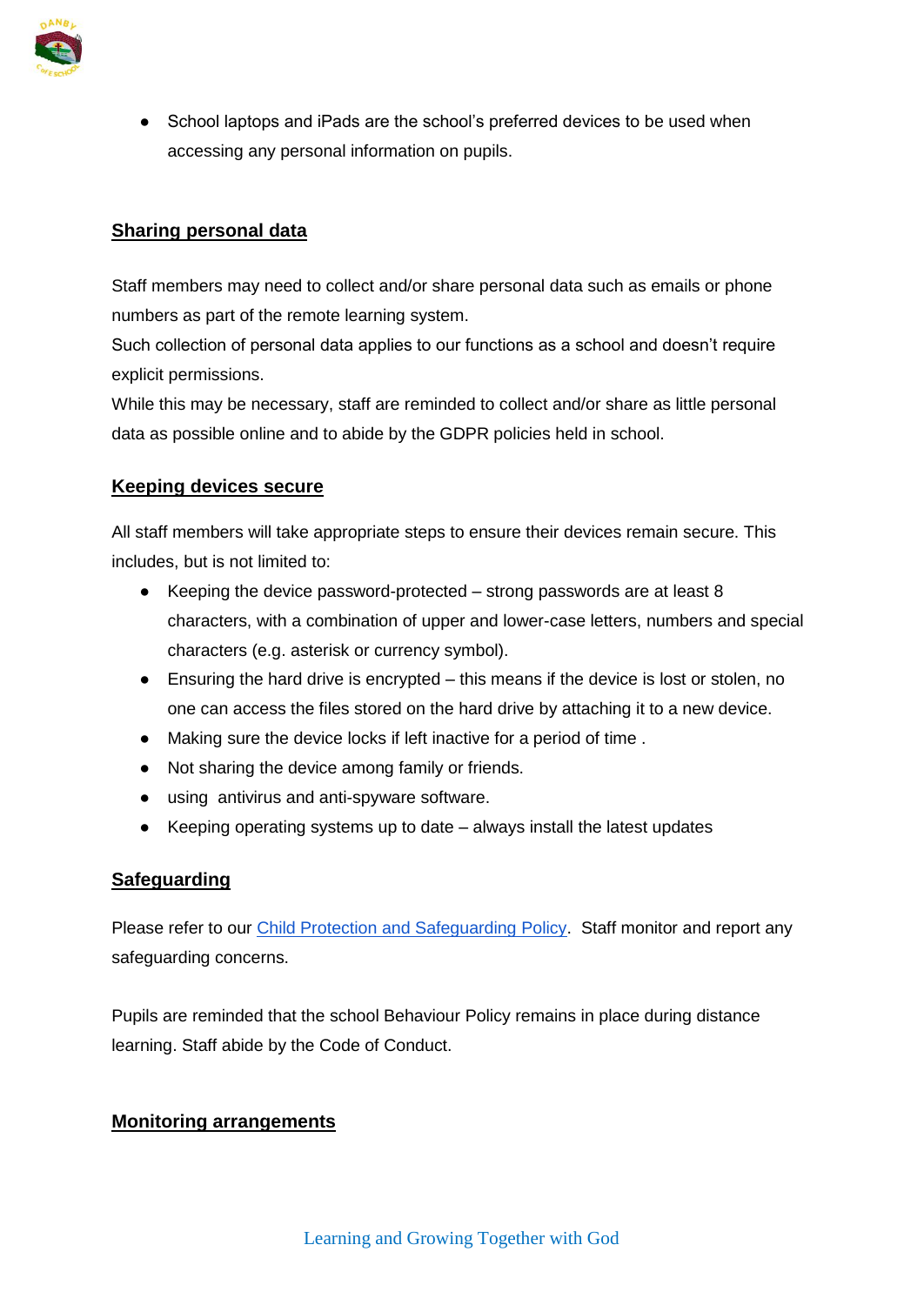- School laptops and iPads are the school's preferred devices to be used when accessing any personal information on pupils.

## Sharing personal data

Staff members may need to collect and/or share personal data such as emails or phone numbers as part of the remote learning system.
Such collection of personal data applies to our functions as a school and doesn't require explicit permissions.
While this may be necessary, staff are reminded to collect and/or share as little personal data as possible online and to abide by the GDPR policies held in school.

## Keeping devices secure

All staff members will take appropriate steps to ensure their devices remain secure. This includes, but is not limited to:

- Keeping the device password-protected – strong passwords are at least 8 characters, with a combination of upper and lower-case letters, numbers and special characters (e.g. asterisk or currency symbol).
- Ensuring the hard drive is encrypted – this means if the device is lost or stolen, no one can access the files stored on the hard drive by attaching it to a new device.
- Making sure the device locks if left inactive for a period of time .
- Not sharing the device among family or friends.
- using antivirus and anti-spyware software.
- Keeping operating systems up to date – always install the latest updates

## Safeguarding

Please refer to our [Child Protection and Safeguarding Policy](). Staff monitor and report any safeguarding concerns.

Pupils are reminded that the school Behaviour Policy remains in place during distance learning. Staff abide by the Code of Conduct.

## Monitoring arrangements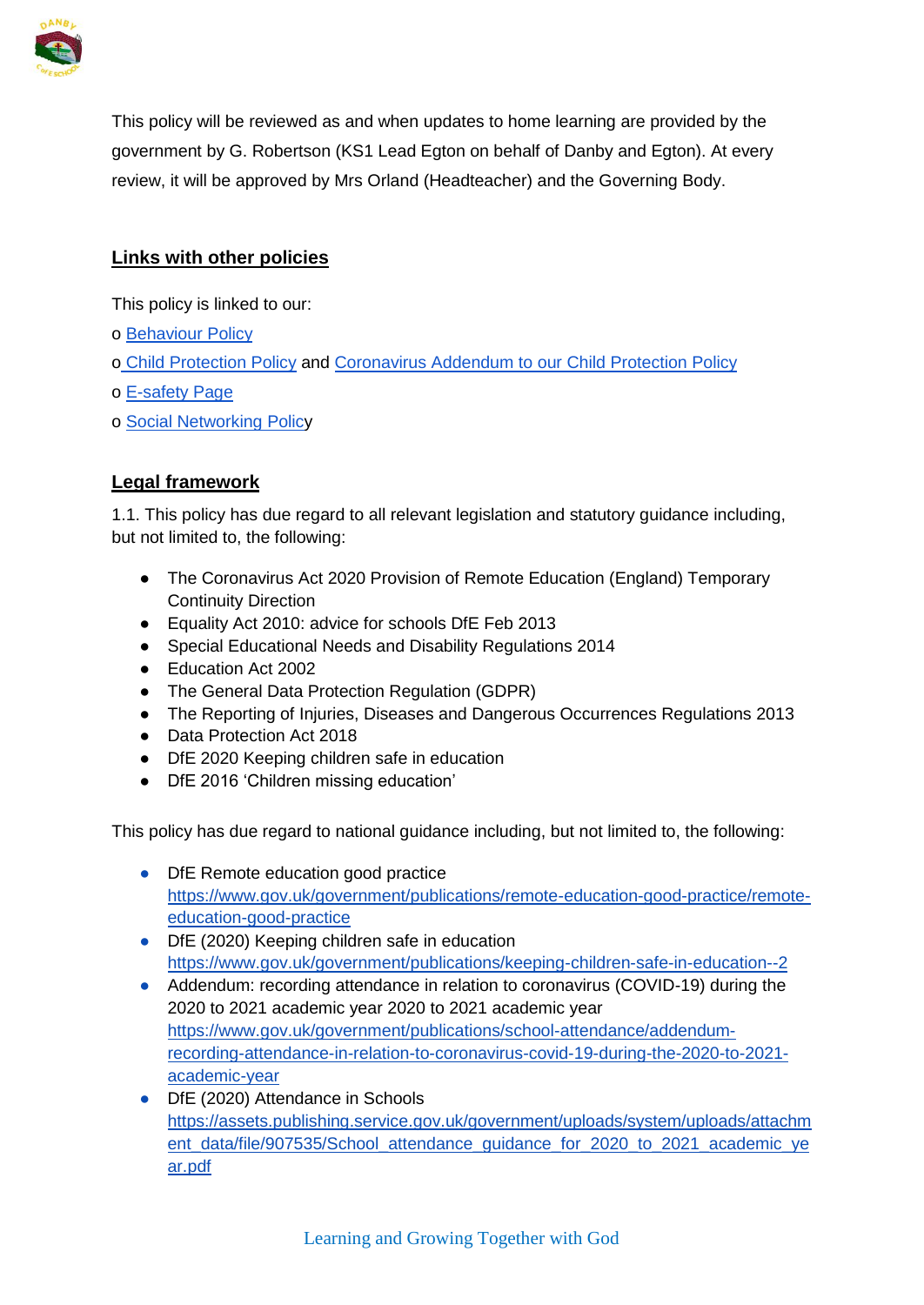This policy will be reviewed as and when updates to home learning are provided by the government by G. Robertson (KS1 Lead Egton on behalf of Danby and Egton). At every review, it will be approved by Mrs Orland (Headteacher) and the Governing Body.

## Links with other policies

This policy is linked to our:

o Behaviour Policy

o Child Protection Policy and Coronavirus Addendum to our Child Protection Policy

o E-safety Page

o Social Networking Policy

## Legal framework

1.1. This policy has due regard to all relevant legislation and statutory guidance including, but not limited to, the following:

- The Coronavirus Act 2020 Provision of Remote Education (England) Temporary Continuity Direction
- Equality Act 2010: advice for schools DfE Feb 2013
- Special Educational Needs and Disability Regulations 2014
- Education Act 2002
- The General Data Protection Regulation (GDPR)
- The Reporting of Injuries, Diseases and Dangerous Occurrences Regulations 2013
- Data Protection Act 2018
- DfE 2020 Keeping children safe in education
- DfE 2016 'Children missing education'

This policy has due regard to national guidance including, but not limited to, the following:

- DfE Remote education good practice https://www.gov.uk/government/publications/remote-education-good-practice/remote-education-good-practice
- DfE (2020) Keeping children safe in education https://www.gov.uk/government/publications/keeping-children-safe-in-education--2
- Addendum: recording attendance in relation to coronavirus (COVID-19) during the 2020 to 2021 academic year 2020 to 2021 academic year https://www.gov.uk/government/publications/school-attendance/addendum-recording-attendance-in-relation-to-coronavirus-covid-19-during-the-2020-to-2021-academic-year
- DfE (2020) Attendance in Schools https://assets.publishing.service.gov.uk/government/uploads/system/uploads/attachment_data/file/907535/School_attendance_guidance_for_2020_to_2021_academic_year.pdf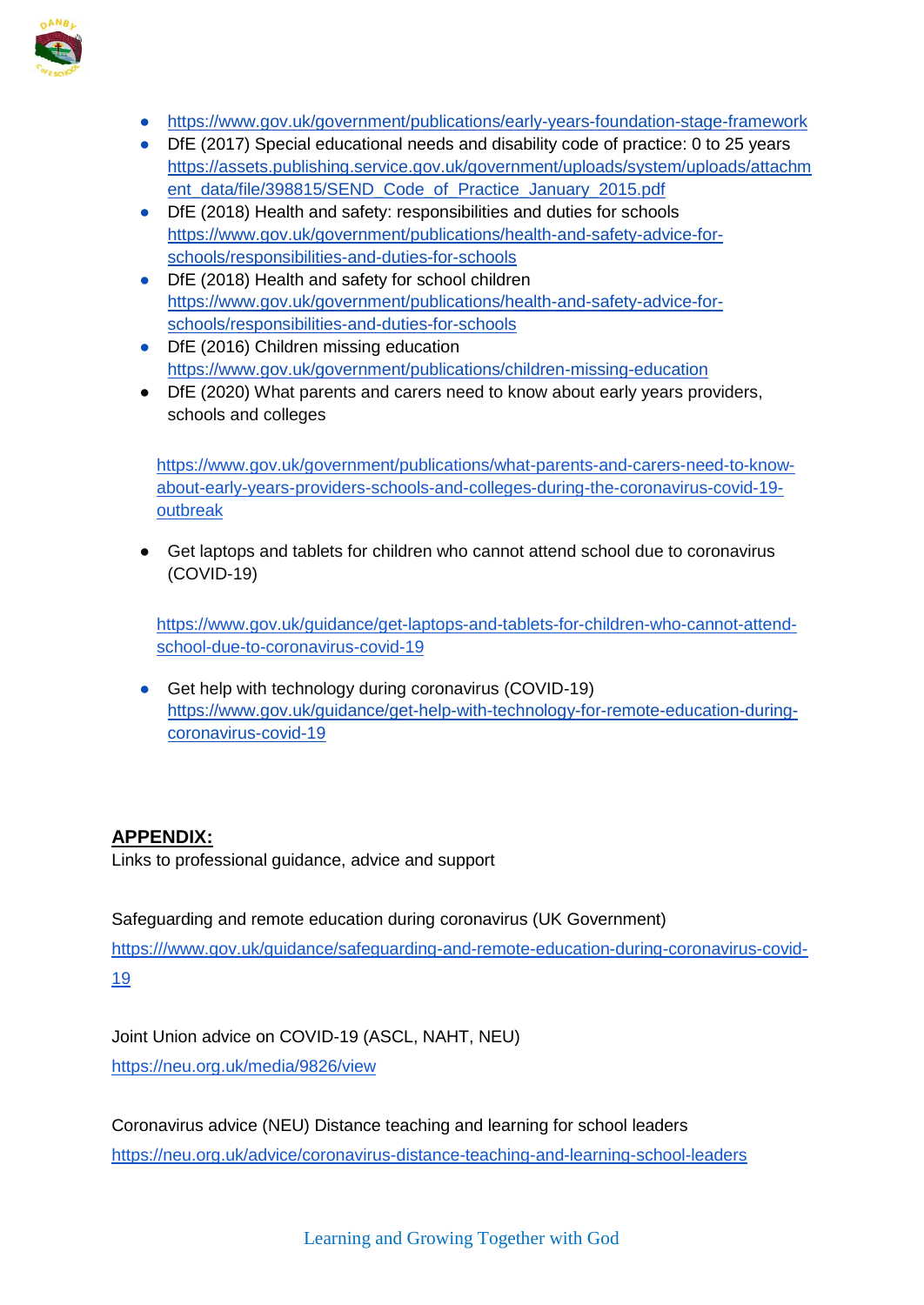- https://www.gov.uk/government/publications/early-years-foundation-stage-framework
- DfE (2017) Special educational needs and disability code of practice: 0 to 25 years https://assets.publishing.service.gov.uk/government/uploads/system/uploads/attachment_data/file/398815/SEND_Code_of_Practice_January_2015.pdf
- DfE (2018) Health and safety: responsibilities and duties for schools https://www.gov.uk/government/publications/health-and-safety-advice-for-schools/responsibilities-and-duties-for-schools
- DfE (2018) Health and safety for school children https://www.gov.uk/government/publications/health-and-safety-advice-for-schools/responsibilities-and-duties-for-schools
- DfE (2016) Children missing education https://www.gov.uk/government/publications/children-missing-education
- DfE (2020) What parents and carers need to know about early years providers, schools and colleges

  https://www.gov.uk/government/publications/what-parents-and-carers-need-to-know-about-early-years-providers-schools-and-colleges-during-the-coronavirus-covid-19-outbreak

- Get laptops and tablets for children who cannot attend school due to coronavirus (COVID-19)

  https://www.gov.uk/guidance/get-laptops-and-tablets-for-children-who-cannot-attend-school-due-to-coronavirus-covid-19

- Get help with technology during coronavirus (COVID-19) https://www.gov.uk/guidance/get-help-with-technology-for-remote-education-during-coronavirus-covid-19

**APPENDIX:**

Links to professional guidance, advice and support

Safeguarding and remote education during coronavirus (UK Government)
https:///www.gov.uk/guidance/safeguarding-and-remote-education-during-coronavirus-covid-19

Joint Union advice on COVID-19 (ASCL, NAHT, NEU)
https://neu.org.uk/media/9826/view

Coronavirus advice (NEU) Distance teaching and learning for school leaders
https://neu.org.uk/advice/coronavirus-distance-teaching-and-learning-school-leaders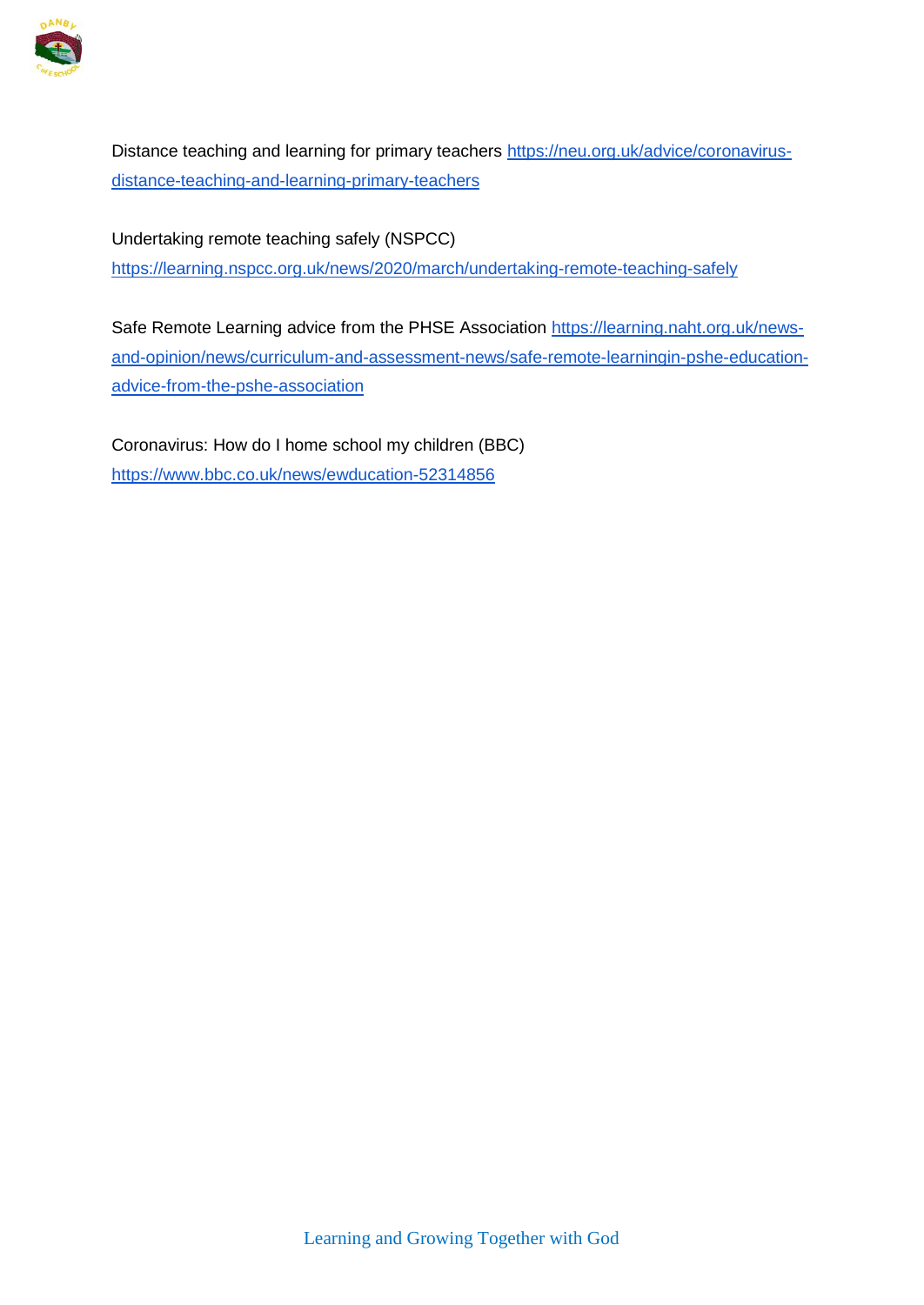Distance teaching and learning for primary teachers https://neu.org.uk/advice/coronavirus-distance-teaching-and-learning-primary-teachers

Undertaking remote teaching safely (NSPCC)
https://learning.nspcc.org.uk/news/2020/march/undertaking-remote-teaching-safely

Safe Remote Learning advice from the PHSE Association https://learning.naht.org.uk/news-and-opinion/news/curriculum-and-assessment-news/safe-remote-learningin-pshe-education-advice-from-the-pshe-association

Coronavirus: How do I home school my children (BBC)
https://www.bbc.co.uk/news/ewducation-52314856